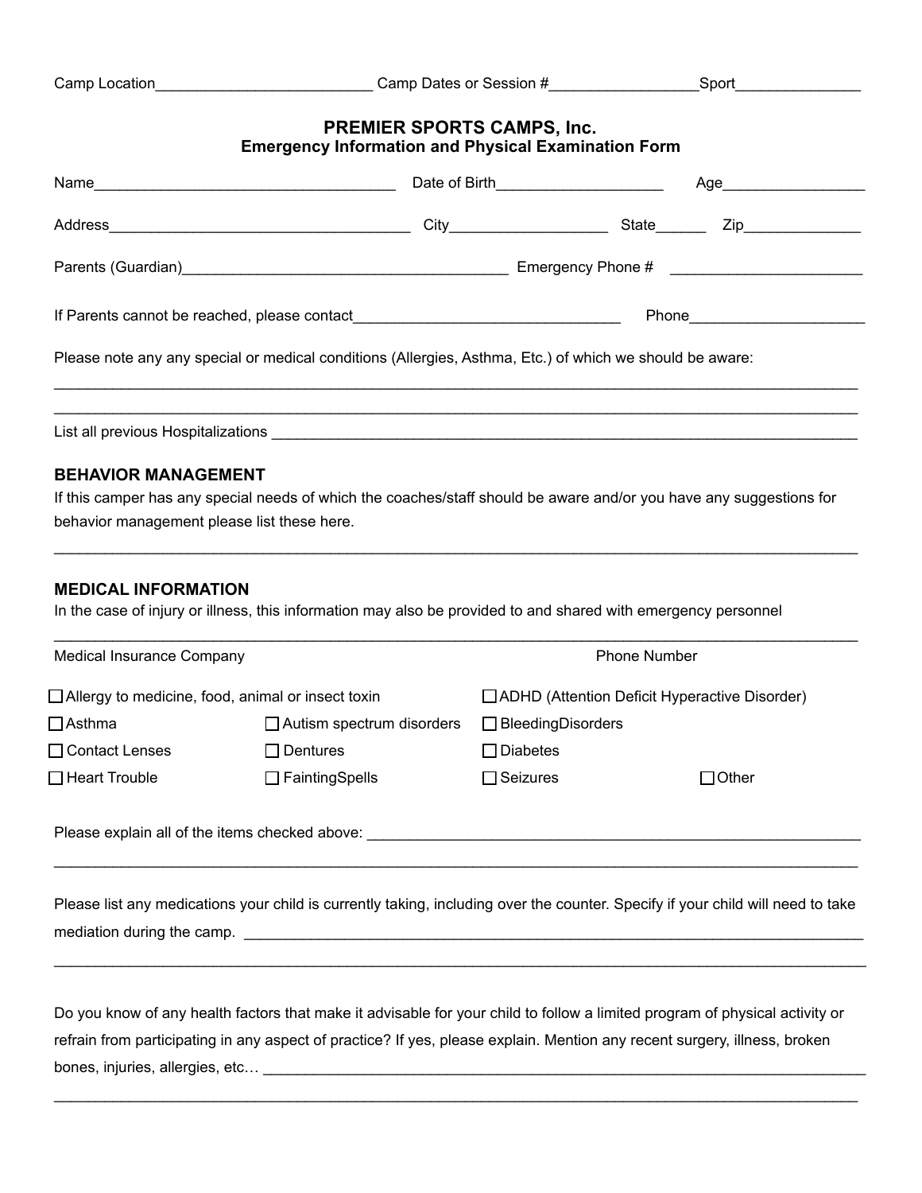Camp Location_________________________ Camp Dates or Session #_________________Sport_______________

# PREMIER SPORTS CAMPS, Inc.

## Emergency Information and Physical Examination Form

Name___________________________________ Date of Birth___________________ Age_________________

Address___________________________________ City__________________ State______ Zip_____________

Parents (Guardian)______________________________________ Emergency Phone # _____________________

If Parents cannot be reached, please contact_______________________________ Phone____________________

Please note any any special or medical conditions (Allergies, Asthma, Etc.) of which we should be aware:

_____________________________________________________________________________________________

_____________________________________________________________________________________________

List all previous Hospitalizations ______________________________________________________________

### BEHAVIOR MANAGEMENT

If this camper has any special needs of which the coaches/staff should be aware and/or you have any suggestions for behavior management please list these here.

_____________________________________________________________________________________________

### MEDICAL INFORMATION

In the case of injury or illness, this information may also be provided to and shared with emergency personnel

_____________________________________________________________________________________________

Medical Insurance Company Phone Number

- ☐ Allergy to medicine, food, animal or insect toxin
- ☐ ADHD (Attention Deficit Hyperactive Disorder)
- ☐ Asthma
- ☐ Autism spectrum disorders
- ☐ BleedingDisorders
- ☐ Contact Lenses
- ☐ Dentures
- ☐ Diabetes
- ☐ Heart Trouble
- ☐ FaintingSpells
- ☐ Seizures
- ☐ Other

Please explain all of the items checked above: ______________________________________________________

_____________________________________________________________________________________________

Please list any medications your child is currently taking, including over the counter. Specify if your child will need to take mediation during the camp. ___________________________________________________________________

_____________________________________________________________________________________________

Do you know of any health factors that make it advisable for your child to follow a limited program of physical activity or refrain from participating in any aspect of practice? If yes, please explain. Mention any recent surgery, illness, broken bones, injuries, allergies, etc… ___________________________________________________________________

_____________________________________________________________________________________________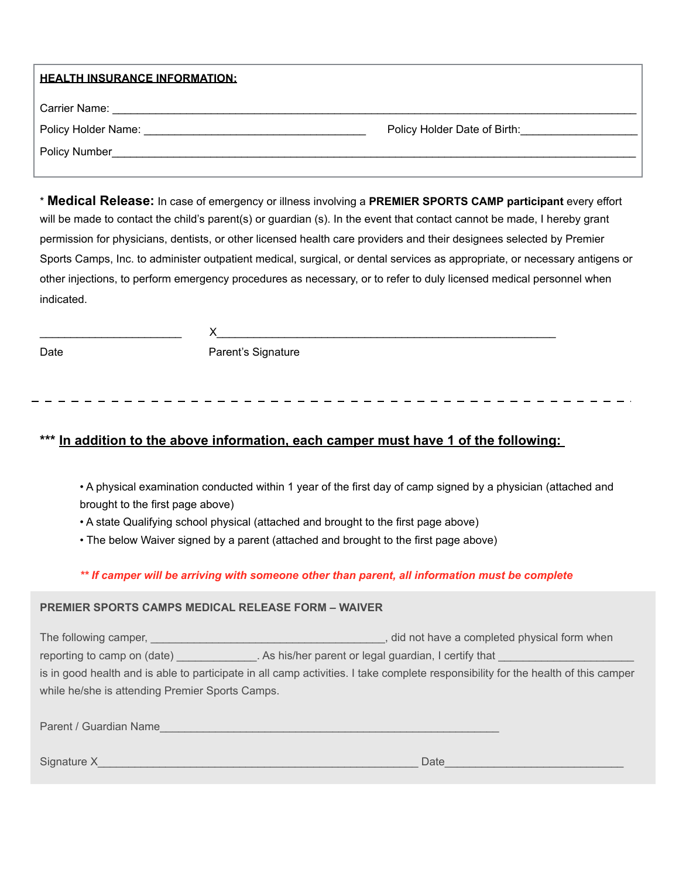**HEALTH INSURANCE INFORMATION:**

Carrier Name: ___________________________________________________________________________

Policy Holder Name: ___________________________________ Policy Holder Date of Birth:___________________

Policy Number_______________________________________________________________________________

* **Medical Release:** In case of emergency or illness involving a **PREMIER SPORTS CAMP participant** every effort will be made to contact the child's parent(s) or guardian (s). In the event that contact cannot be made, I hereby grant permission for physicians, dentists, or other licensed health care providers and their designees selected by Premier Sports Camps, Inc. to administer outpatient medical, surgical, or dental services as appropriate, or necessary antigens or other injections, to perform emergency procedures as necessary, or to refer to duly licensed medical personnel when indicated.

_______________________ X_______________________________________________________

Date Parent's Signature

---

*** **In addition to the above information, each camper must have 1 of the following:**

- A physical examination conducted within 1 year of the first day of camp signed by a physician (attached and brought to the first page above)
- A state Qualifying school physical (attached and brought to the first page above)
- The below Waiver signed by a parent (attached and brought to the first page above)

***** If camper will be arriving with someone other than parent, all information must be complete***

**PREMIER SPORTS CAMPS MEDICAL RELEASE FORM – WAIVER**

The following camper, ______________________________________, did not have a completed physical form when reporting to camp on (date) _____________. As his/her parent or legal guardian, I certify that ______________________ is in good health and is able to participate in all camp activities. I take complete responsibility for the health of this camper while he/she is attending Premier Sports Camps.

Parent / Guardian Name________________________________________________________

Signature X_____________________________________________________ Date_____________________________